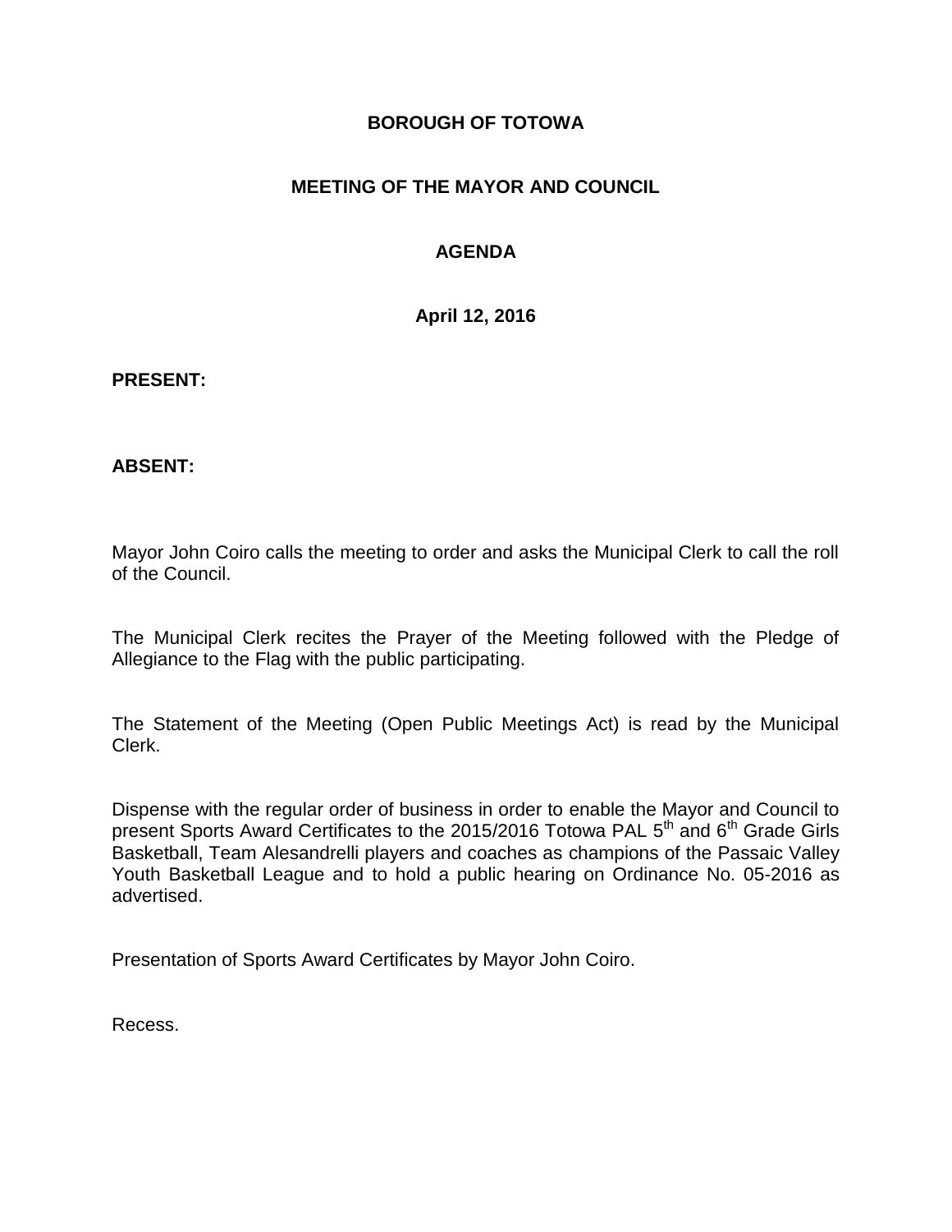**BOROUGH OF TOTOWA**

**MEETING OF THE MAYOR AND COUNCIL**

**AGENDA**

**April 12, 2016**

**PRESENT:**

**ABSENT:**

Mayor John Coiro calls the meeting to order and asks the Municipal Clerk to call the roll of the Council.

The Municipal Clerk recites the Prayer of the Meeting followed with the Pledge of Allegiance to the Flag with the public participating.

The Statement of the Meeting (Open Public Meetings Act) is read by the Municipal Clerk.

Dispense with the regular order of business in order to enable the Mayor and Council to present Sports Award Certificates to the 2015/2016 Totowa PAL 5th and 6th Grade Girls Basketball, Team Alesandrelli players and coaches as champions of the Passaic Valley Youth Basketball League and to hold a public hearing on Ordinance No. 05-2016 as advertised.

Presentation of Sports Award Certificates by Mayor John Coiro.

Recess.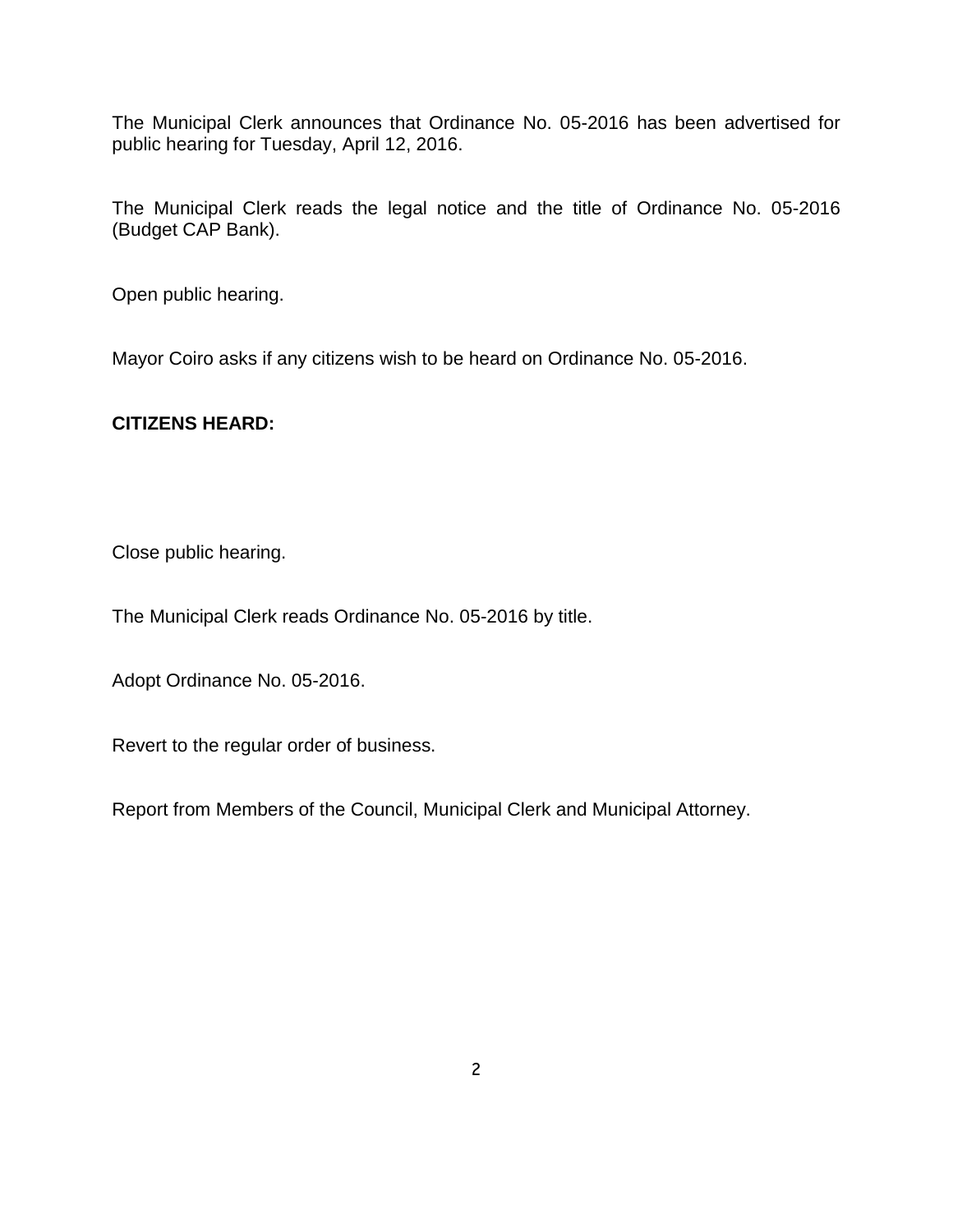The Municipal Clerk announces that Ordinance No. 05-2016 has been advertised for public hearing for Tuesday, April 12, 2016.

The Municipal Clerk reads the legal notice and the title of Ordinance No. 05-2016 (Budget CAP Bank).

Open public hearing.

Mayor Coiro asks if any citizens wish to be heard on Ordinance No. 05-2016.

**CITIZENS HEARD:**

Close public hearing.

The Municipal Clerk reads Ordinance No. 05-2016 by title.

Adopt Ordinance No. 05-2016.

Revert to the regular order of business.

Report from Members of the Council, Municipal Clerk and Municipal Attorney.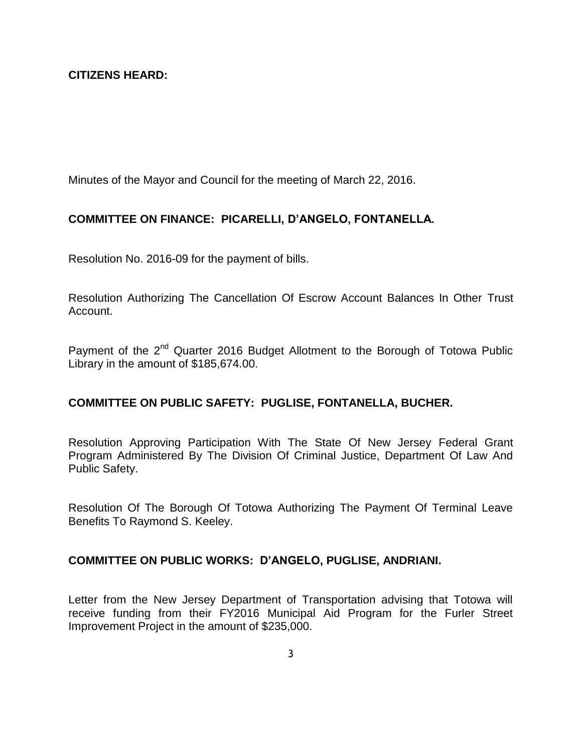**CITIZENS HEARD:**

Minutes of the Mayor and Council for the meeting of March 22, 2016.

**COMMITTEE ON FINANCE: PICARELLI, D'ANGELO, FONTANELLA.**

Resolution No. 2016-09 for the payment of bills.

Resolution Authorizing The Cancellation Of Escrow Account Balances In Other Trust Account.

Payment of the 2nd Quarter 2016 Budget Allotment to the Borough of Totowa Public Library in the amount of $185,674.00.

**COMMITTEE ON PUBLIC SAFETY: PUGLISE, FONTANELLA, BUCHER.**

Resolution Approving Participation With The State Of New Jersey Federal Grant Program Administered By The Division Of Criminal Justice, Department Of Law And Public Safety.

Resolution Of The Borough Of Totowa Authorizing The Payment Of Terminal Leave Benefits To Raymond S. Keeley.

**COMMITTEE ON PUBLIC WORKS: D'ANGELO, PUGLISE, ANDRIANI.**

Letter from the New Jersey Department of Transportation advising that Totowa will receive funding from their FY2016 Municipal Aid Program for the Furler Street Improvement Project in the amount of $235,000.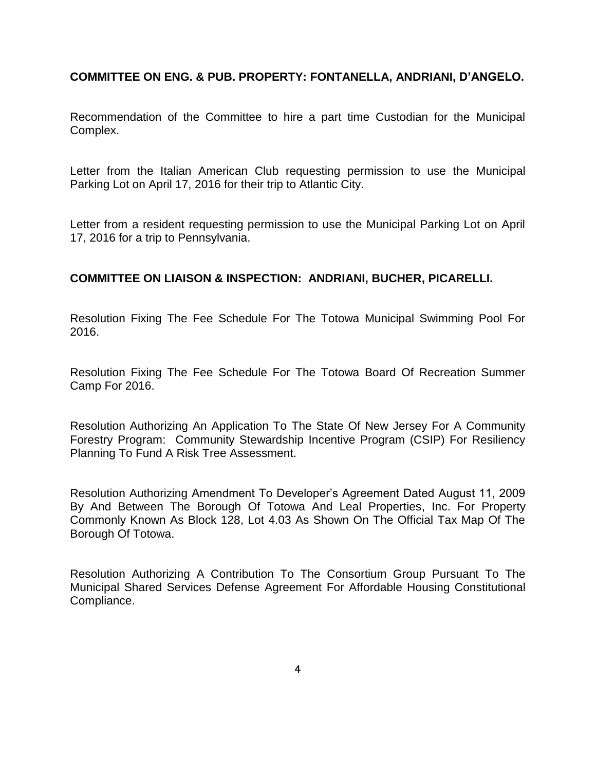**COMMITTEE ON ENG. & PUB. PROPERTY: FONTANELLA, ANDRIANI, D'ANGELO.**

Recommendation of the Committee to hire a part time Custodian for the Municipal Complex.

Letter from the Italian American Club requesting permission to use the Municipal Parking Lot on April 17, 2016 for their trip to Atlantic City.

Letter from a resident requesting permission to use the Municipal Parking Lot on April 17, 2016 for a trip to Pennsylvania.

**COMMITTEE ON LIAISON & INSPECTION: ANDRIANI, BUCHER, PICARELLI.**

Resolution Fixing The Fee Schedule For The Totowa Municipal Swimming Pool For 2016.

Resolution Fixing The Fee Schedule For The Totowa Board Of Recreation Summer Camp For 2016.

Resolution Authorizing An Application To The State Of New Jersey For A Community Forestry Program: Community Stewardship Incentive Program (CSIP) For Resiliency Planning To Fund A Risk Tree Assessment.

Resolution Authorizing Amendment To Developer's Agreement Dated August 11, 2009 By And Between The Borough Of Totowa And Leal Properties, Inc. For Property Commonly Known As Block 128, Lot 4.03 As Shown On The Official Tax Map Of The Borough Of Totowa.

Resolution Authorizing A Contribution To The Consortium Group Pursuant To The Municipal Shared Services Defense Agreement For Affordable Housing Constitutional Compliance.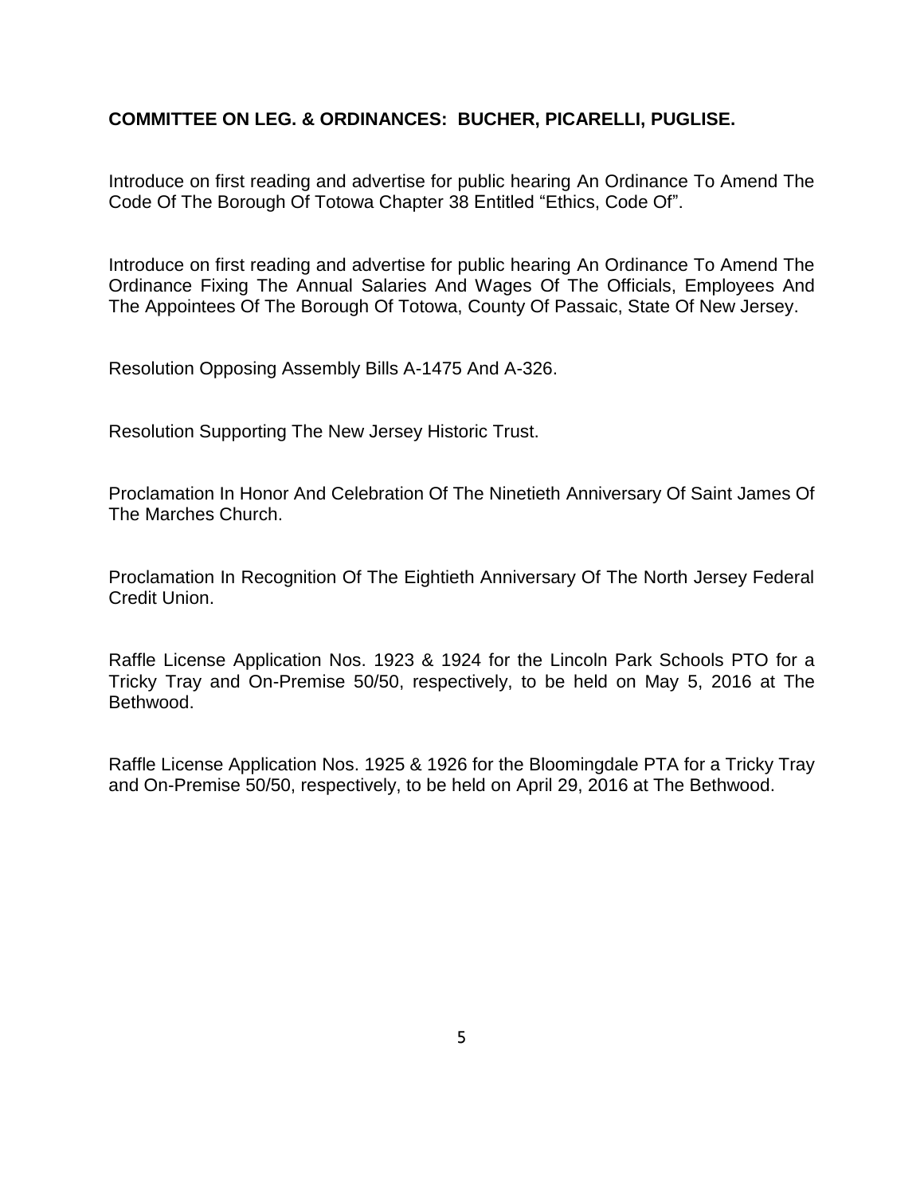**COMMITTEE ON LEG. & ORDINANCES: BUCHER, PICARELLI, PUGLISE.**

Introduce on first reading and advertise for public hearing An Ordinance To Amend The Code Of The Borough Of Totowa Chapter 38 Entitled "Ethics, Code Of".

Introduce on first reading and advertise for public hearing An Ordinance To Amend The Ordinance Fixing The Annual Salaries And Wages Of The Officials, Employees And The Appointees Of The Borough Of Totowa, County Of Passaic, State Of New Jersey.

Resolution Opposing Assembly Bills A-1475 And A-326.

Resolution Supporting The New Jersey Historic Trust.

Proclamation In Honor And Celebration Of The Ninetieth Anniversary Of Saint James Of The Marches Church.

Proclamation In Recognition Of The Eightieth Anniversary Of The North Jersey Federal Credit Union.

Raffle License Application Nos. 1923 & 1924 for the Lincoln Park Schools PTO for a Tricky Tray and On-Premise 50/50, respectively, to be held on May 5, 2016 at The Bethwood.

Raffle License Application Nos. 1925 & 1926 for the Bloomingdale PTA for a Tricky Tray and On-Premise 50/50, respectively, to be held on April 29, 2016 at The Bethwood.